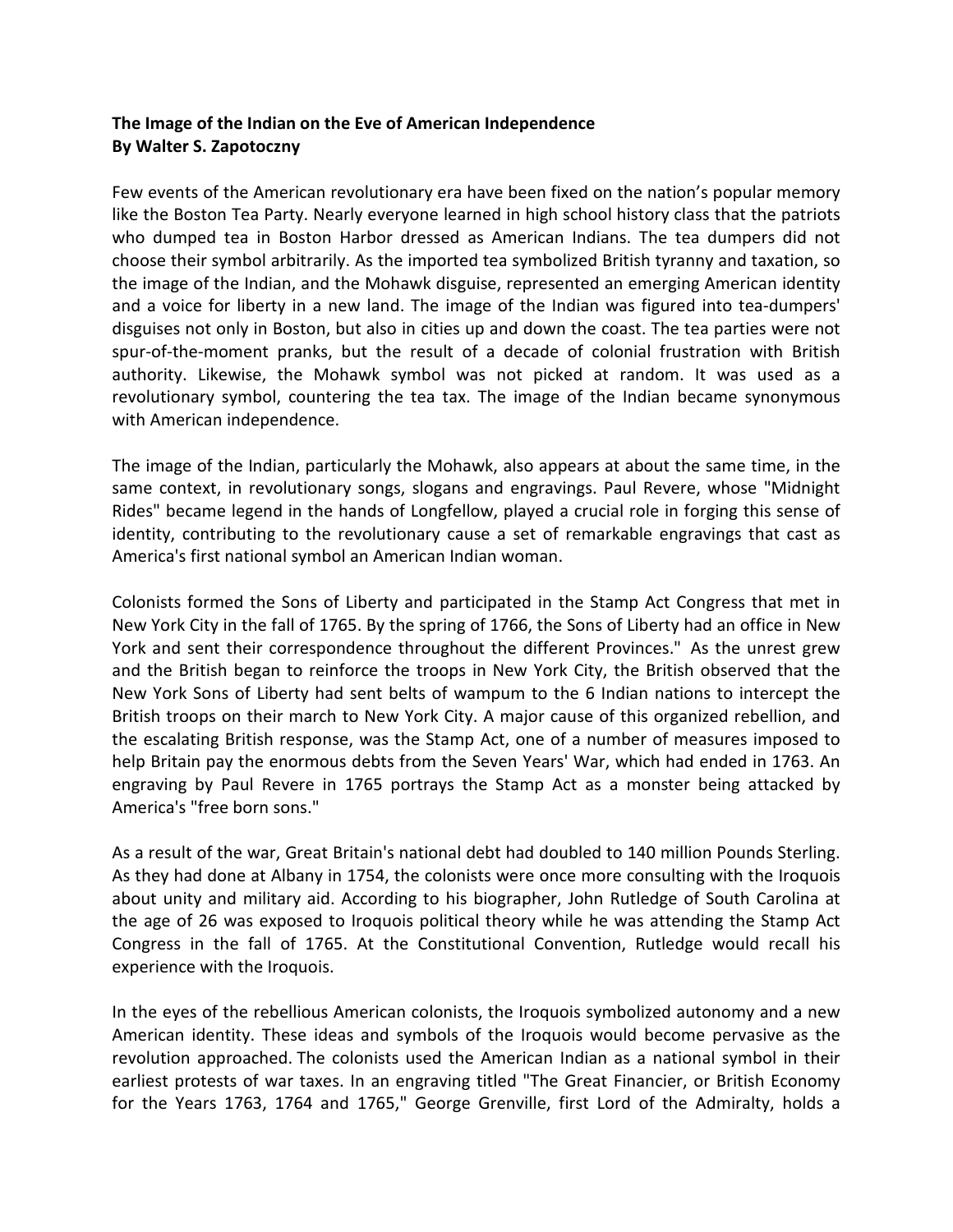**The Image of the Indian on the Eve of American Independence**
**By Walter S. Zapotoczny**

Few events of the American revolutionary era have been fixed on the nation's popular memory like the Boston Tea Party. Nearly everyone learned in high school history class that the patriots who dumped tea in Boston Harbor dressed as American Indians. The tea dumpers did not choose their symbol arbitrarily. As the imported tea symbolized British tyranny and taxation, so the image of the Indian, and the Mohawk disguise, represented an emerging American identity and a voice for liberty in a new land. The image of the Indian was figured into tea-dumpers' disguises not only in Boston, but also in cities up and down the coast. The tea parties were not spur-of-the-moment pranks, but the result of a decade of colonial frustration with British authority. Likewise, the Mohawk symbol was not picked at random. It was used as a revolutionary symbol, countering the tea tax. The image of the Indian became synonymous with American independence.

The image of the Indian, particularly the Mohawk, also appears at about the same time, in the same context, in revolutionary songs, slogans and engravings. Paul Revere, whose "Midnight Rides" became legend in the hands of Longfellow, played a crucial role in forging this sense of identity, contributing to the revolutionary cause a set of remarkable engravings that cast as America's first national symbol an American Indian woman.

Colonists formed the Sons of Liberty and participated in the Stamp Act Congress that met in New York City in the fall of 1765. By the spring of 1766, the Sons of Liberty had an office in New York and sent their correspondence throughout the different Provinces." As the unrest grew and the British began to reinforce the troops in New York City, the British observed that the New York Sons of Liberty had sent belts of wampum to the 6 Indian nations to intercept the British troops on their march to New York City. A major cause of this organized rebellion, and the escalating British response, was the Stamp Act, one of a number of measures imposed to help Britain pay the enormous debts from the Seven Years' War, which had ended in 1763. An engraving by Paul Revere in 1765 portrays the Stamp Act as a monster being attacked by America's "free born sons."

As a result of the war, Great Britain's national debt had doubled to 140 million Pounds Sterling. As they had done at Albany in 1754, the colonists were once more consulting with the Iroquois about unity and military aid. According to his biographer, John Rutledge of South Carolina at the age of 26 was exposed to Iroquois political theory while he was attending the Stamp Act Congress in the fall of 1765. At the Constitutional Convention, Rutledge would recall his experience with the Iroquois.

In the eyes of the rebellious American colonists, the Iroquois symbolized autonomy and a new American identity. These ideas and symbols of the Iroquois would become pervasive as the revolution approached. The colonists used the American Indian as a national symbol in their earliest protests of war taxes. In an engraving titled "The Great Financier, or British Economy for the Years 1763, 1764 and 1765," George Grenville, first Lord of the Admiralty, holds a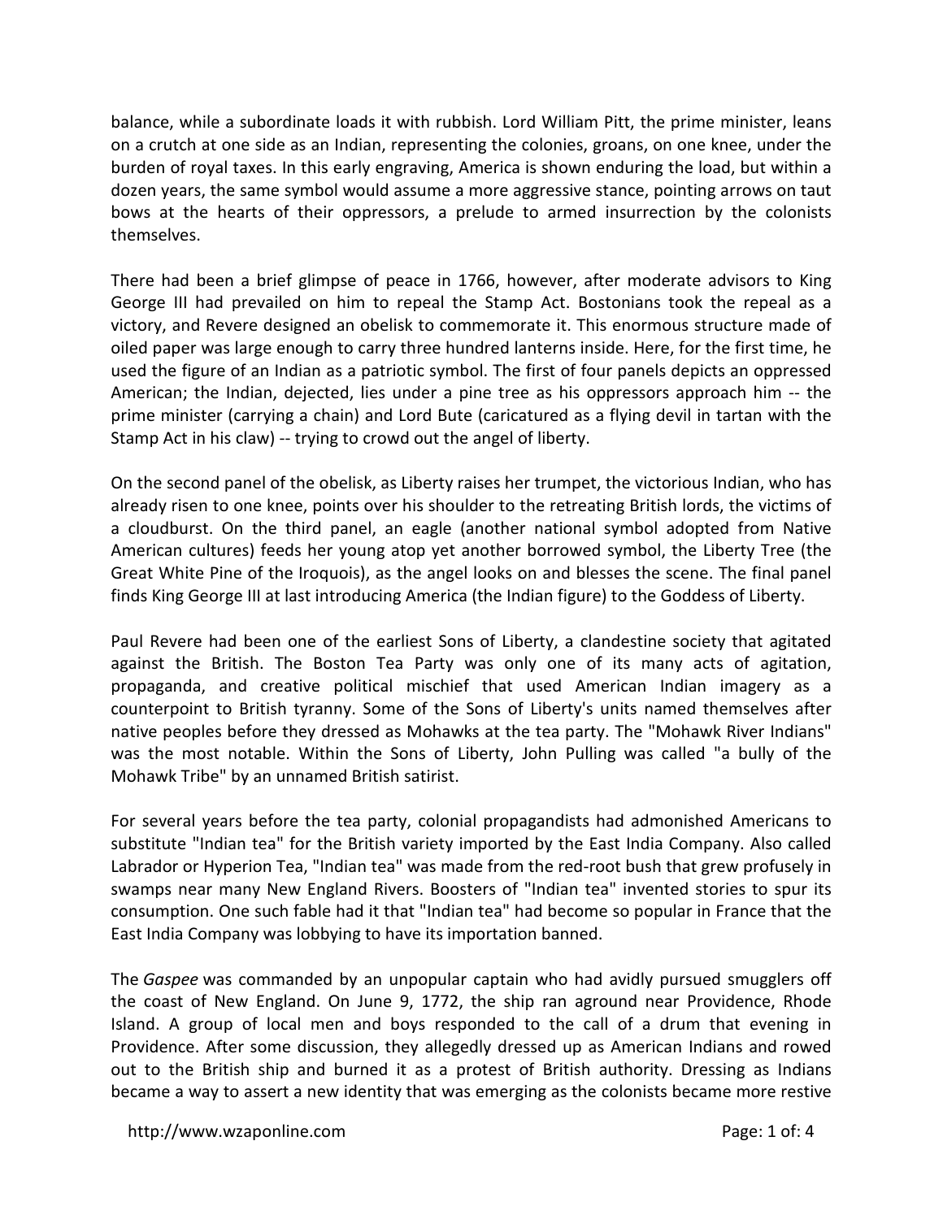balance, while a subordinate loads it with rubbish. Lord William Pitt, the prime minister, leans on a crutch at one side as an Indian, representing the colonies, groans, on one knee, under the burden of royal taxes. In this early engraving, America is shown enduring the load, but within a dozen years, the same symbol would assume a more aggressive stance, pointing arrows on taut bows at the hearts of their oppressors, a prelude to armed insurrection by the colonists themselves.

There had been a brief glimpse of peace in 1766, however, after moderate advisors to King George III had prevailed on him to repeal the Stamp Act. Bostonians took the repeal as a victory, and Revere designed an obelisk to commemorate it. This enormous structure made of oiled paper was large enough to carry three hundred lanterns inside. Here, for the first time, he used the figure of an Indian as a patriotic symbol. The first of four panels depicts an oppressed American; the Indian, dejected, lies under a pine tree as his oppressors approach him -- the prime minister (carrying a chain) and Lord Bute (caricatured as a flying devil in tartan with the Stamp Act in his claw) -- trying to crowd out the angel of liberty.

On the second panel of the obelisk, as Liberty raises her trumpet, the victorious Indian, who has already risen to one knee, points over his shoulder to the retreating British lords, the victims of a cloudburst. On the third panel, an eagle (another national symbol adopted from Native American cultures) feeds her young atop yet another borrowed symbol, the Liberty Tree (the Great White Pine of the Iroquois), as the angel looks on and blesses the scene. The final panel finds King George III at last introducing America (the Indian figure) to the Goddess of Liberty.

Paul Revere had been one of the earliest Sons of Liberty, a clandestine society that agitated against the British. The Boston Tea Party was only one of its many acts of agitation, propaganda, and creative political mischief that used American Indian imagery as a counterpoint to British tyranny. Some of the Sons of Liberty's units named themselves after native peoples before they dressed as Mohawks at the tea party. The "Mohawk River Indians" was the most notable. Within the Sons of Liberty, John Pulling was called "a bully of the Mohawk Tribe" by an unnamed British satirist.

For several years before the tea party, colonial propagandists had admonished Americans to substitute "Indian tea" for the British variety imported by the East India Company. Also called Labrador or Hyperion Tea, "Indian tea" was made from the red-root bush that grew profusely in swamps near many New England Rivers. Boosters of "Indian tea" invented stories to spur its consumption. One such fable had it that "Indian tea" had become so popular in France that the East India Company was lobbying to have its importation banned.

The *Gaspee* was commanded by an unpopular captain who had avidly pursued smugglers off the coast of New England. On June 9, 1772, the ship ran aground near Providence, Rhode Island. A group of local men and boys responded to the call of a drum that evening in Providence. After some discussion, they allegedly dressed up as American Indians and rowed out to the British ship and burned it as a protest of British authority. Dressing as Indians became a way to assert a new identity that was emerging as the colonists became more restive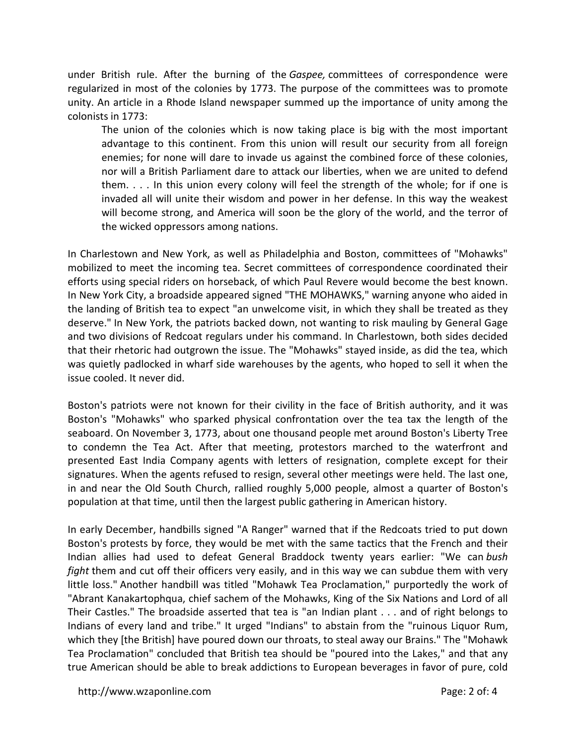under British rule. After the burning of the *Gaspee,* committees of correspondence were regularized in most of the colonies by 1773. The purpose of the committees was to promote unity. An article in a Rhode Island newspaper summed up the importance of unity among the colonists in 1773:

> The union of the colonies which is now taking place is big with the most important advantage to this continent. From this union will result our security from all foreign enemies; for none will dare to invade us against the combined force of these colonies, nor will a British Parliament dare to attack our liberties, when we are united to defend them. . . . In this union every colony will feel the strength of the whole; for if one is invaded all will unite their wisdom and power in her defense. In this way the weakest will become strong, and America will soon be the glory of the world, and the terror of the wicked oppressors among nations.

In Charlestown and New York, as well as Philadelphia and Boston, committees of "Mohawks" mobilized to meet the incoming tea. Secret committees of correspondence coordinated their efforts using special riders on horseback, of which Paul Revere would become the best known. In New York City, a broadside appeared signed "THE MOHAWKS," warning anyone who aided in the landing of British tea to expect "an unwelcome visit, in which they shall be treated as they deserve." In New York, the patriots backed down, not wanting to risk mauling by General Gage and two divisions of Redcoat regulars under his command. In Charlestown, both sides decided that their rhetoric had outgrown the issue. The "Mohawks" stayed inside, as did the tea, which was quietly padlocked in wharf side warehouses by the agents, who hoped to sell it when the issue cooled. It never did.

Boston's patriots were not known for their civility in the face of British authority, and it was Boston's "Mohawks" who sparked physical confrontation over the tea tax the length of the seaboard. On November 3, 1773, about one thousand people met around Boston's Liberty Tree to condemn the Tea Act. After that meeting, protestors marched to the waterfront and presented East India Company agents with letters of resignation, complete except for their signatures. When the agents refused to resign, several other meetings were held. The last one, in and near the Old South Church, rallied roughly 5,000 people, almost a quarter of Boston's population at that time, until then the largest public gathering in American history.

In early December, handbills signed "A Ranger" warned that if the Redcoats tried to put down Boston's protests by force, they would be met with the same tactics that the French and their Indian allies had used to defeat General Braddock twenty years earlier: "We can *bush fight* them and cut off their officers very easily, and in this way we can subdue them with very little loss." Another handbill was titled "Mohawk Tea Proclamation," purportedly the work of "Abrant Kanakartophqua, chief sachem of the Mohawks, King of the Six Nations and Lord of all Their Castles." The broadside asserted that tea is "an Indian plant . . . and of right belongs to Indians of every land and tribe." It urged "Indians" to abstain from the "ruinous Liquor Rum, which they [the British] have poured down our throats, to steal away our Brains." The "Mohawk Tea Proclamation" concluded that British tea should be "poured into the Lakes," and that any true American should be able to break addictions to European beverages in favor of pure, cold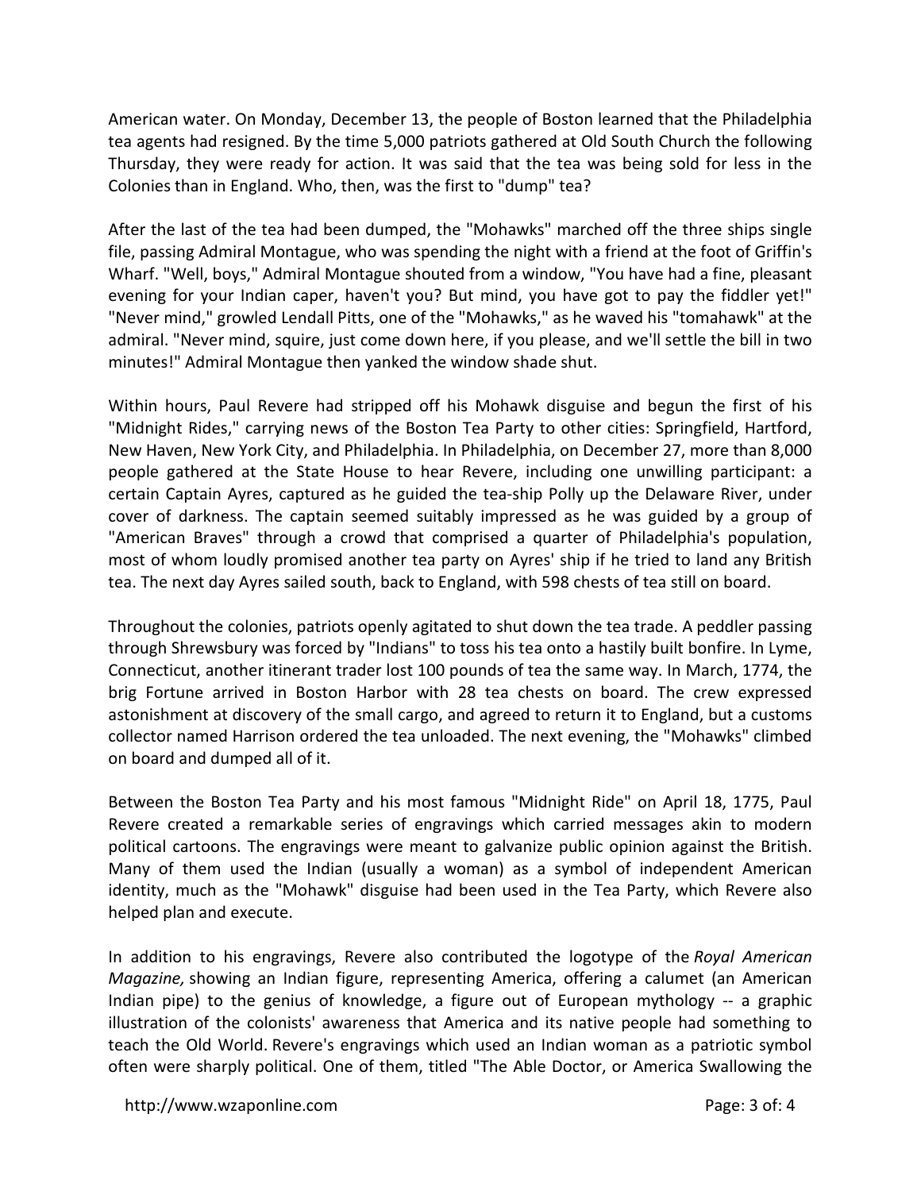American water. On Monday, December 13, the people of Boston learned that the Philadelphia tea agents had resigned. By the time 5,000 patriots gathered at Old South Church the following Thursday, they were ready for action. It was said that the tea was being sold for less in the Colonies than in England. Who, then, was the first to "dump" tea?

After the last of the tea had been dumped, the "Mohawks" marched off the three ships single file, passing Admiral Montague, who was spending the night with a friend at the foot of Griffin's Wharf. "Well, boys," Admiral Montague shouted from a window, "You have had a fine, pleasant evening for your Indian caper, haven't you? But mind, you have got to pay the fiddler yet!" "Never mind," growled Lendall Pitts, one of the "Mohawks," as he waved his "tomahawk" at the admiral. "Never mind, squire, just come down here, if you please, and we'll settle the bill in two minutes!" Admiral Montague then yanked the window shade shut.

Within hours, Paul Revere had stripped off his Mohawk disguise and begun the first of his "Midnight Rides," carrying news of the Boston Tea Party to other cities: Springfield, Hartford, New Haven, New York City, and Philadelphia. In Philadelphia, on December 27, more than 8,000 people gathered at the State House to hear Revere, including one unwilling participant: a certain Captain Ayres, captured as he guided the tea-ship Polly up the Delaware River, under cover of darkness. The captain seemed suitably impressed as he was guided by a group of "American Braves" through a crowd that comprised a quarter of Philadelphia's population, most of whom loudly promised another tea party on Ayres' ship if he tried to land any British tea. The next day Ayres sailed south, back to England, with 598 chests of tea still on board.

Throughout the colonies, patriots openly agitated to shut down the tea trade. A peddler passing through Shrewsbury was forced by "Indians" to toss his tea onto a hastily built bonfire. In Lyme, Connecticut, another itinerant trader lost 100 pounds of tea the same way. In March, 1774, the brig Fortune arrived in Boston Harbor with 28 tea chests on board. The crew expressed astonishment at discovery of the small cargo, and agreed to return it to England, but a customs collector named Harrison ordered the tea unloaded. The next evening, the "Mohawks" climbed on board and dumped all of it.

Between the Boston Tea Party and his most famous "Midnight Ride" on April 18, 1775, Paul Revere created a remarkable series of engravings which carried messages akin to modern political cartoons. The engravings were meant to galvanize public opinion against the British. Many of them used the Indian (usually a woman) as a symbol of independent American identity, much as the "Mohawk" disguise had been used in the Tea Party, which Revere also helped plan and execute.

In addition to his engravings, Revere also contributed the logotype of the *Royal American Magazine,* showing an Indian figure, representing America, offering a calumet (an American Indian pipe) to the genius of knowledge, a figure out of European mythology -- a graphic illustration of the colonists' awareness that America and its native people had something to teach the Old World. Revere's engravings which used an Indian woman as a patriotic symbol often were sharply political. One of them, titled "The Able Doctor, or America Swallowing the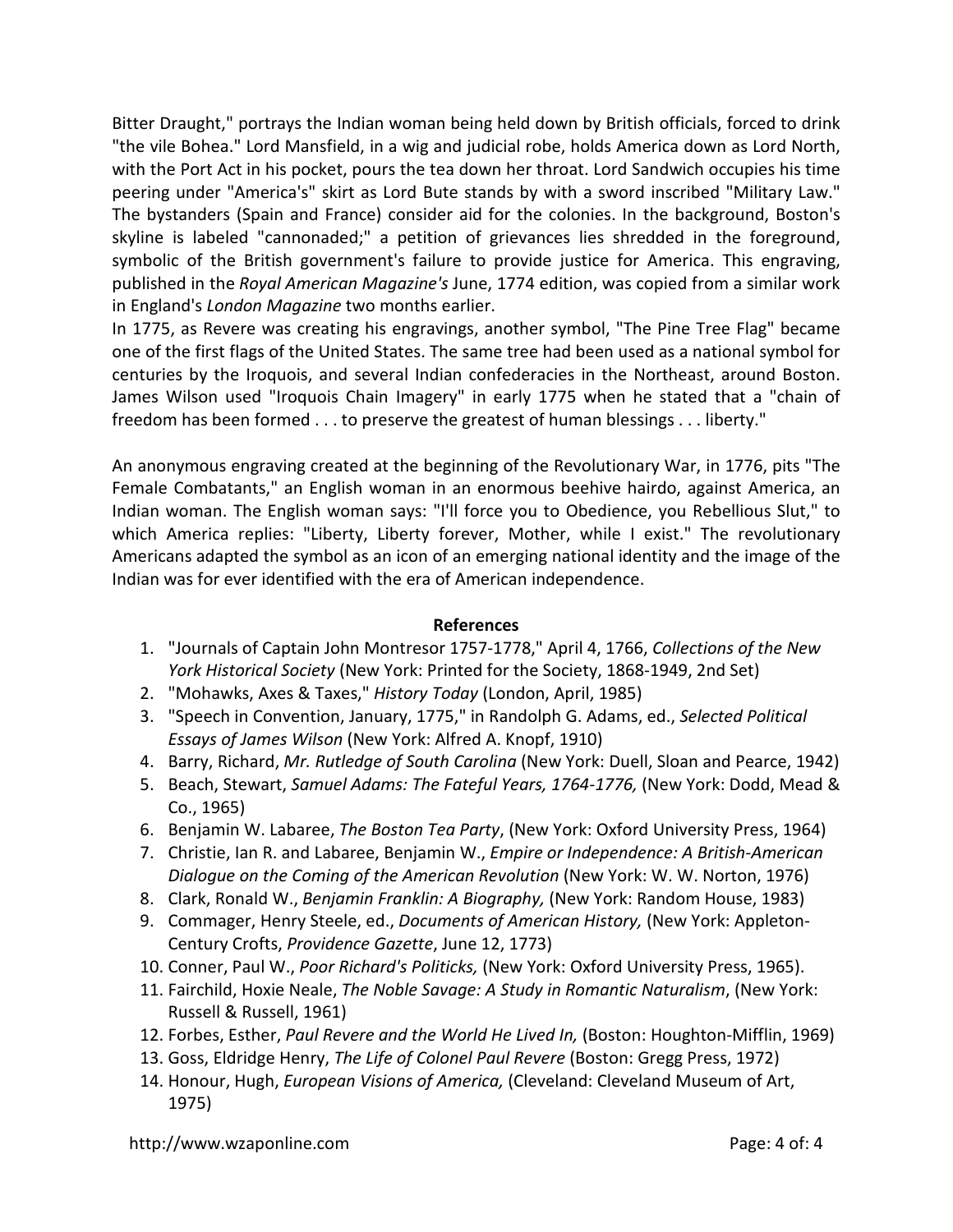Bitter Draught," portrays the Indian woman being held down by British officials, forced to drink "the vile Bohea." Lord Mansfield, in a wig and judicial robe, holds America down as Lord North, with the Port Act in his pocket, pours the tea down her throat. Lord Sandwich occupies his time peering under "America's" skirt as Lord Bute stands by with a sword inscribed "Military Law." The bystanders (Spain and France) consider aid for the colonies. In the background, Boston's skyline is labeled "cannonaded;" a petition of grievances lies shredded in the foreground, symbolic of the British government's failure to provide justice for America. This engraving, published in the *Royal American Magazine's* June, 1774 edition, was copied from a similar work in England's *London Magazine* two months earlier.

In 1775, as Revere was creating his engravings, another symbol, "The Pine Tree Flag" became one of the first flags of the United States. The same tree had been used as a national symbol for centuries by the Iroquois, and several Indian confederacies in the Northeast, around Boston. James Wilson used "Iroquois Chain Imagery" in early 1775 when he stated that a "chain of freedom has been formed . . . to preserve the greatest of human blessings . . . liberty."

An anonymous engraving created at the beginning of the Revolutionary War, in 1776, pits "The Female Combatants," an English woman in an enormous beehive hairdo, against America, an Indian woman. The English woman says: "I'll force you to Obedience, you Rebellious Slut," to which America replies: "Liberty, Liberty forever, Mother, while I exist." The revolutionary Americans adapted the symbol as an icon of an emerging national identity and the image of the Indian was for ever identified with the era of American independence.

**References**

1. "Journals of Captain John Montresor 1757-1778," April 4, 1766, *Collections of the New York Historical Society* (New York: Printed for the Society, 1868-1949, 2nd Set)
2. "Mohawks, Axes & Taxes," *History Today* (London, April, 1985)
3. "Speech in Convention, January, 1775," in Randolph G. Adams, ed., *Selected Political Essays of James Wilson* (New York: Alfred A. Knopf, 1910)
4. Barry, Richard, *Mr. Rutledge of South Carolina* (New York: Duell, Sloan and Pearce, 1942)
5. Beach, Stewart, *Samuel Adams: The Fateful Years, 1764-1776,* (New York: Dodd, Mead & Co., 1965)
6. Benjamin W. Labaree, *The Boston Tea Party*, (New York: Oxford University Press, 1964)
7. Christie, Ian R. and Labaree, Benjamin W., *Empire or Independence: A British-American Dialogue on the Coming of the American Revolution* (New York: W. W. Norton, 1976)
8. Clark, Ronald W., *Benjamin Franklin: A Biography,* (New York: Random House, 1983)
9. Commager, Henry Steele, ed., *Documents of American History,* (New York: Appleton-Century Crofts, *Providence Gazette*, June 12, 1773)
10. Conner, Paul W., *Poor Richard's Politicks,* (New York: Oxford University Press, 1965).
11. Fairchild, Hoxie Neale, *The Noble Savage: A Study in Romantic Naturalism*, (New York: Russell & Russell, 1961)
12. Forbes, Esther, *Paul Revere and the World He Lived In,* (Boston: Houghton-Mifflin, 1969)
13. Goss, Eldridge Henry, *The Life of Colonel Paul Revere* (Boston: Gregg Press, 1972)
14. Honour, Hugh, *European Visions of America,* (Cleveland: Cleveland Museum of Art, 1975)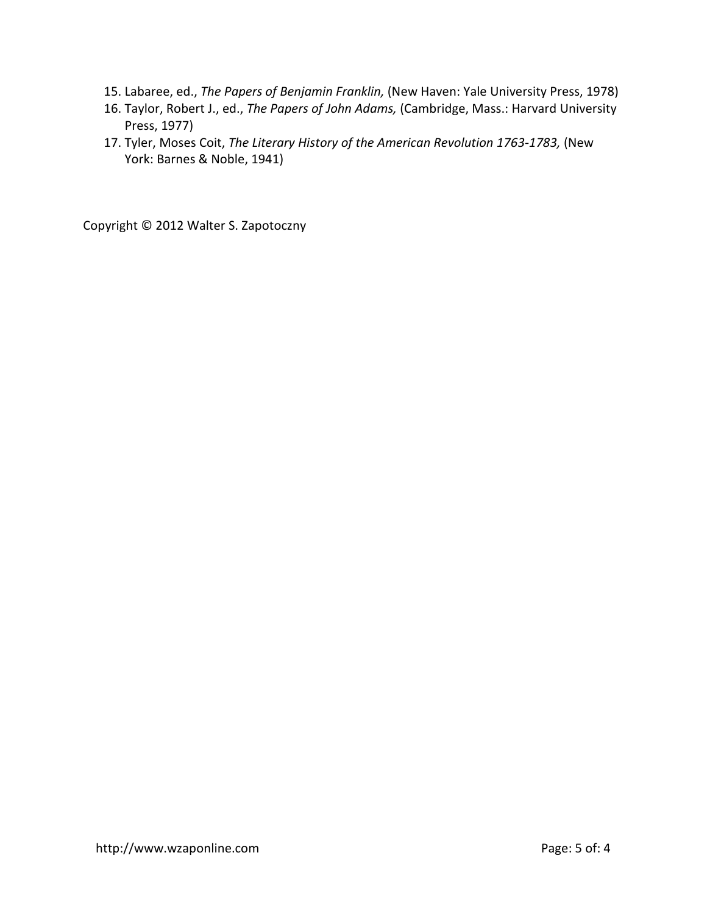15. Labaree, ed., *The Papers of Benjamin Franklin,* (New Haven: Yale University Press, 1978)
16. Taylor, Robert J., ed., *The Papers of John Adams,* (Cambridge, Mass.: Harvard University Press, 1977)
17. Tyler, Moses Coit, *The Literary History of the American Revolution 1763-1783,* (New York: Barnes & Noble, 1941)

Copyright © 2012 Walter S. Zapotoczny